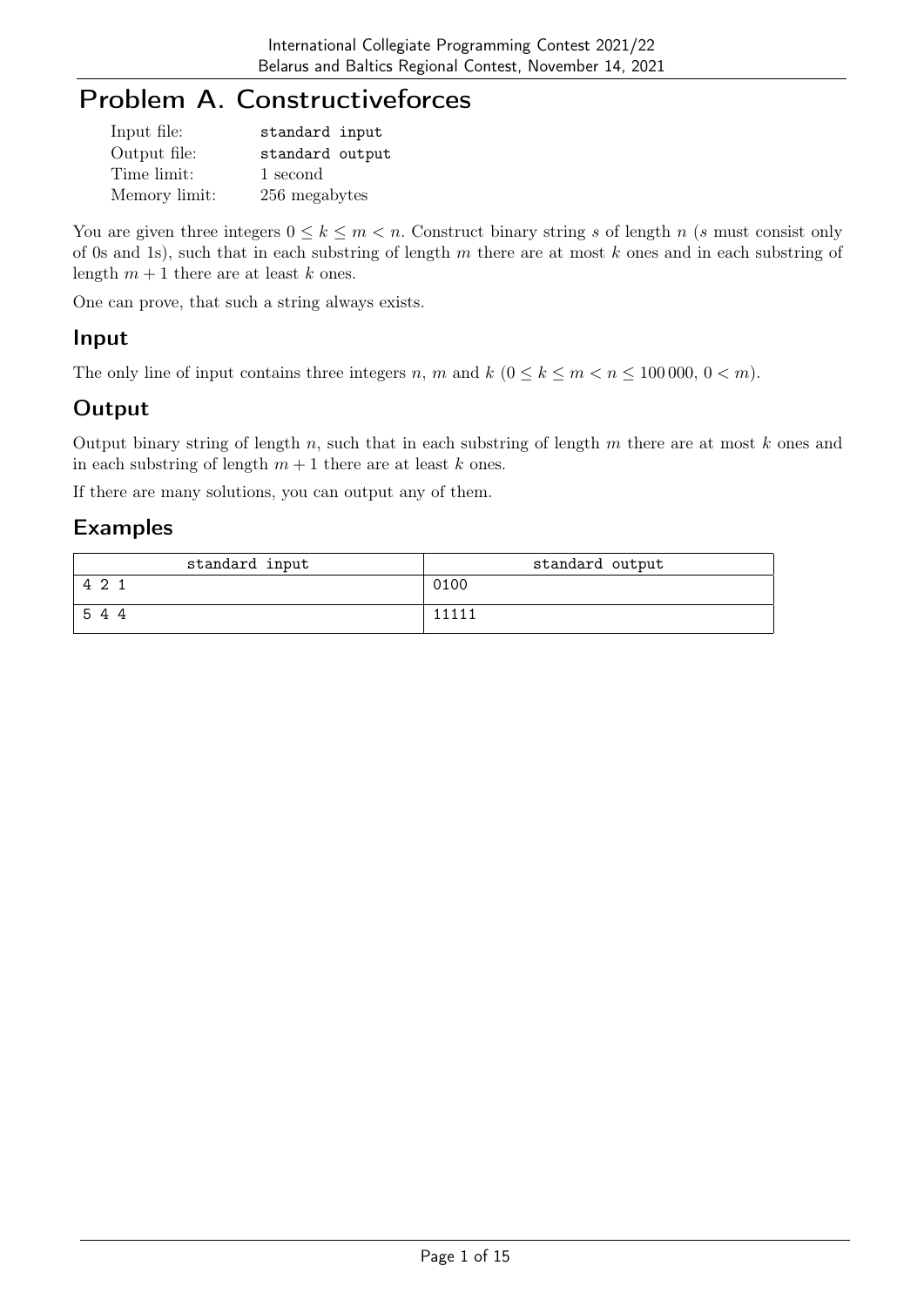# Problem A. Constructiveforces

| | |
|---|---|
| Input file: | standard input |
| Output file: | standard output |
| Time limit: | 1 second |
| Memory limit: | 256 megabytes |

You are given three integers $0 \le k \le m < n$. Construct binary string $s$ of length $n$ ($s$ must consist only of 0s and 1s), such that in each substring of length $m$ there are at most $k$ ones and in each substring of length $m+1$ there are at least $k$ ones.

One can prove, that such a string always exists.

## Input

The only line of input contains three integers $n$, $m$ and $k$ ($0 \le k \le m < n \le 100\,000$, $0 < m$).

## Output

Output binary string of length $n$, such that in each substring of length $m$ there are at most $k$ ones and in each substring of length $m+1$ there are at least $k$ ones.

If there are many solutions, you can output any of them.

## Examples

| standard input | standard output |
|---|---|
| 4 2 1 | 0100 |
| 5 4 4 | 11111 |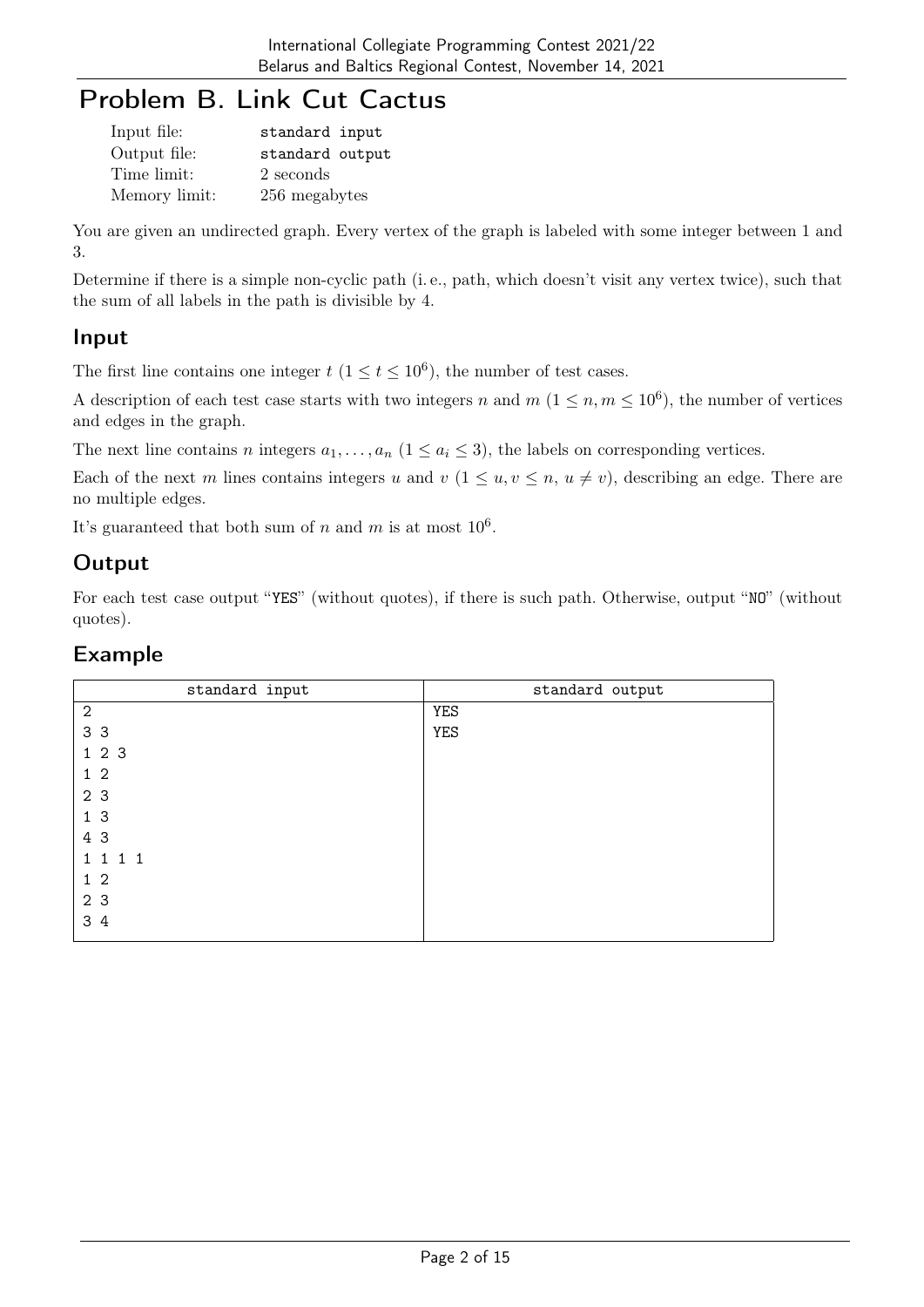# Problem B. Link Cut Cactus

| | |
|---|---|
| Input file: | standard input |
| Output file: | standard output |
| Time limit: | 2 seconds |
| Memory limit: | 256 megabytes |

You are given an undirected graph. Every vertex of the graph is labeled with some integer between 1 and 3.

Determine if there is a simple non-cyclic path (i. e., path, which doesn't visit any vertex twice), such that the sum of all labels in the path is divisible by 4.

## Input

The first line contains one integer $t$ ($1 \le t \le 10^6$), the number of test cases.

A description of each test case starts with two integers $n$ and $m$ ($1 \le n, m \le 10^6$), the number of vertices and edges in the graph.

The next line contains $n$ integers $a_1, \ldots, a_n$ ($1 \le a_i \le 3$), the labels on corresponding vertices.

Each of the next $m$ lines contains integers $u$ and $v$ ($1 \le u, v \le n$, $u \ne v$), describing an edge. There are no multiple edges.

It's guaranteed that both sum of $n$ and $m$ is at most $10^6$.

## Output

For each test case output "YES" (without quotes), if there is such path. Otherwise, output "NO" (without quotes).

## Example

| standard input | standard output |
|---|---|
| 2<br>3 3<br>1 2 3<br>1 2<br>2 3<br>1 3<br>4 3<br>1 1 1 1<br>1 2<br>2 3<br>3 4 | YES<br>YES |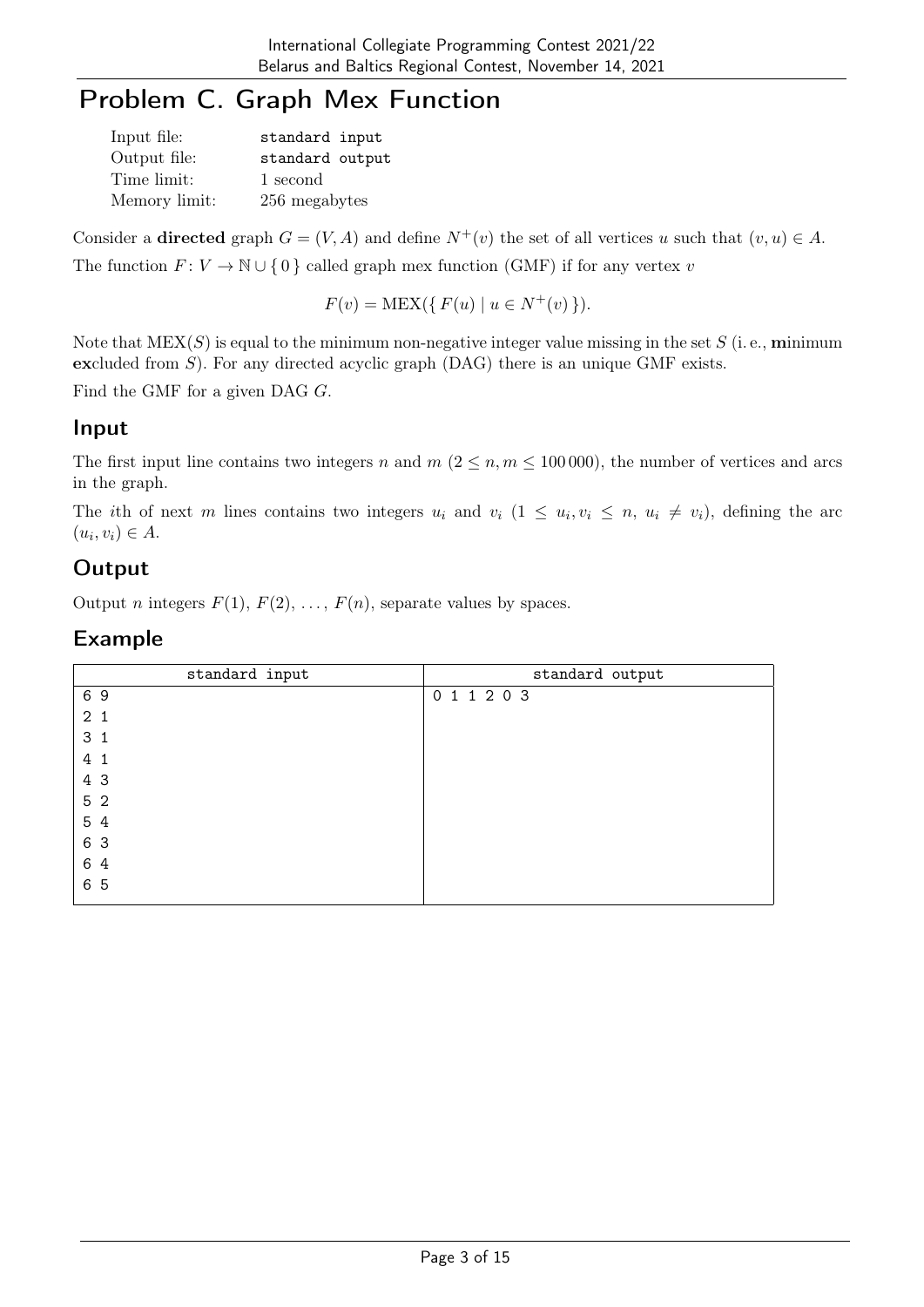# Problem C. Graph Mex Function

| | |
|---|---|
| Input file: | standard input |
| Output file: | standard output |
| Time limit: | 1 second |
| Memory limit: | 256 megabytes |

Consider a **directed** graph $G = (V, A)$ and define $N^+(v)$ the set of all vertices $u$ such that $(v, u) \in A$.

The function $F\colon V \to \mathbb{N} \cup \{0\}$ called graph mex function (GMF) if for any vertex $v$

$$F(v) = \mathrm{MEX}(\{ F(u) \mid u \in N^+(v) \}).$$

Note that $\mathrm{MEX}(S)$ is equal to the minimum non-negative integer value missing in the set $S$ (i. e., **m**inimum **ex**cluded from $S$). For any directed acyclic graph (DAG) there is an unique GMF exists.

Find the GMF for a given DAG $G$.

## Input

The first input line contains two integers $n$ and $m$ ($2 \le n, m \le 100\,000$), the number of vertices and arcs in the graph.

The $i$th of next $m$ lines contains two integers $u_i$ and $v_i$ ($1 \le u_i, v_i \le n$, $u_i \ne v_i$), defining the arc $(u_i, v_i) \in A$.

## Output

Output $n$ integers $F(1)$, $F(2)$, $\ldots$, $F(n)$, separate values by spaces.

## Example

| standard input | standard output |
|---|---|
| 6 9<br>2 1<br>3 1<br>4 1<br>4 3<br>5 2<br>5 4<br>6 3<br>6 4<br>6 5 | 0 1 1 2 0 3 |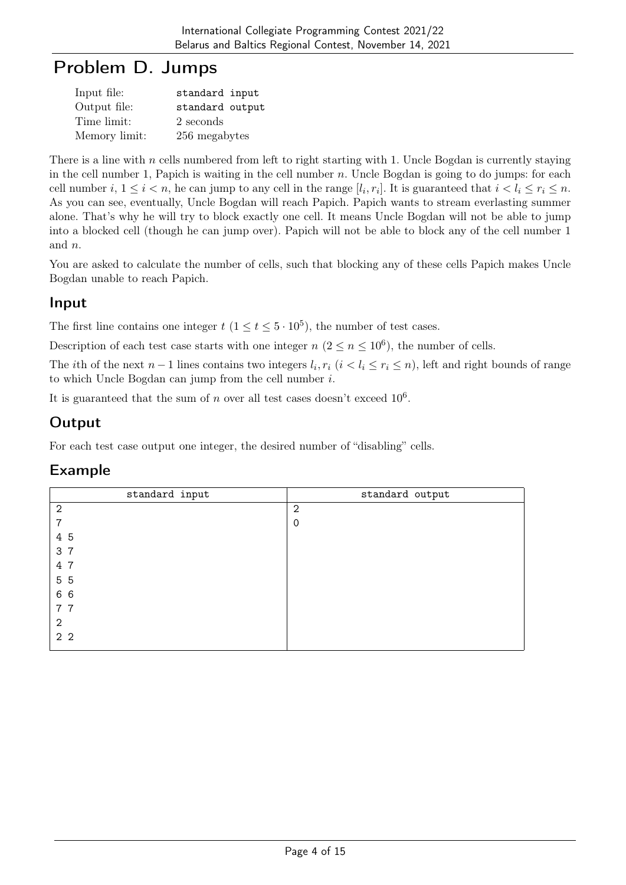# Problem D. Jumps

| | |
|---|---|
| Input file: | standard input |
| Output file: | standard output |
| Time limit: | 2 seconds |
| Memory limit: | 256 megabytes |

There is a line with $n$ cells numbered from left to right starting with 1. Uncle Bogdan is currently staying in the cell number 1, Papich is waiting in the cell number $n$. Uncle Bogdan is going to do jumps: for each cell number $i$, $1 \le i < n$, he can jump to any cell in the range $[l_i, r_i]$. It is guaranteed that $i < l_i \le r_i \le n$. As you can see, eventually, Uncle Bogdan will reach Papich. Papich wants to stream everlasting summer alone. That's why he will try to block exactly one cell. It means Uncle Bogdan will not be able to jump into a blocked cell (though he can jump over). Papich will not be able to block any of the cell number 1 and $n$.

You are asked to calculate the number of cells, such that blocking any of these cells Papich makes Uncle Bogdan unable to reach Papich.

## Input

The first line contains one integer $t$ ($1 \le t \le 5 \cdot 10^5$), the number of test cases.

Description of each test case starts with one integer $n$ ($2 \le n \le 10^6$), the number of cells.

The $i$th of the next $n-1$ lines contains two integers $l_i, r_i$ ($i < l_i \le r_i \le n$), left and right bounds of range to which Uncle Bogdan can jump from the cell number $i$.

It is guaranteed that the sum of $n$ over all test cases doesn't exceed $10^6$.

## Output

For each test case output one integer, the desired number of "disabling" cells.

## Example

| standard input | standard output |
|---|---|
| 2<br>7<br>4 5<br>3 7<br>4 7<br>5 5<br>6 6<br>7 7<br>2<br>2 2 | 2<br>0 |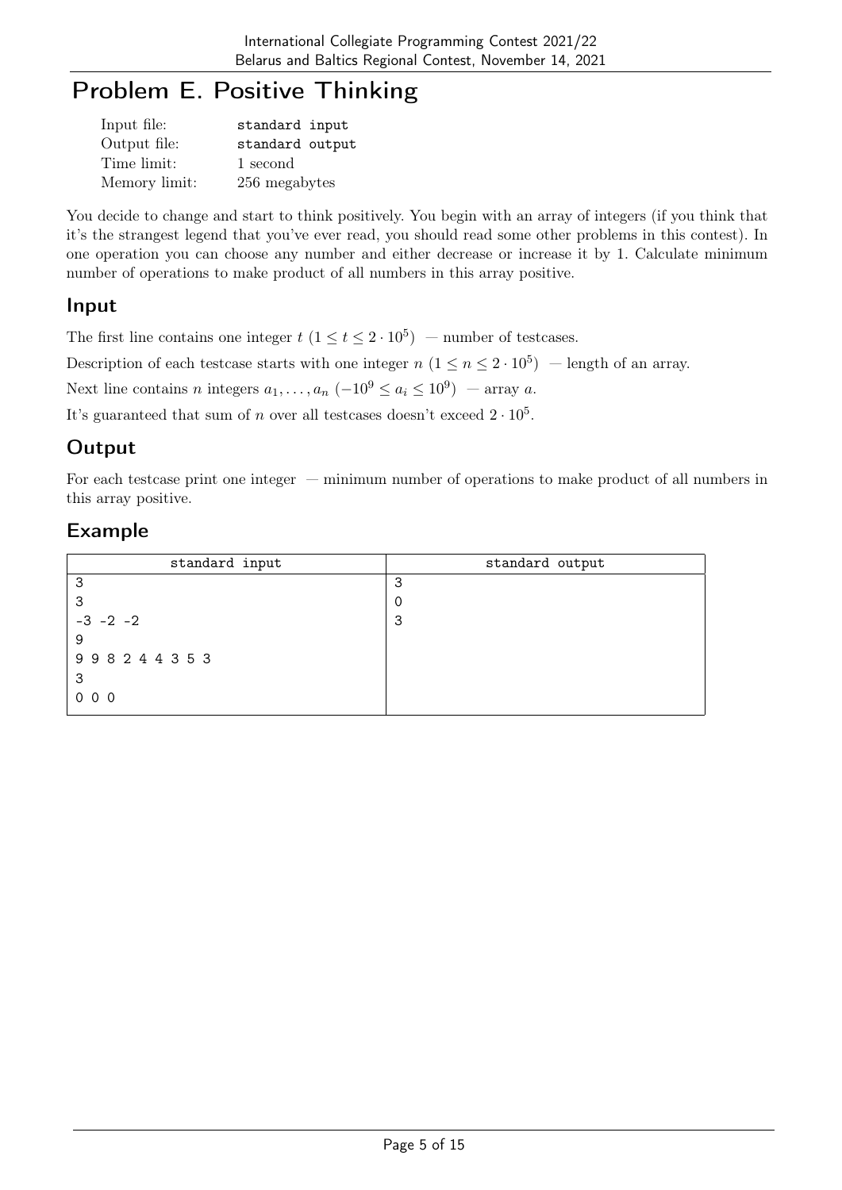# Problem E. Positive Thinking

| | |
|---|---|
| Input file: | standard input |
| Output file: | standard output |
| Time limit: | 1 second |
| Memory limit: | 256 megabytes |

You decide to change and start to think positively. You begin with an array of integers (if you think that it's the strangest legend that you've ever read, you should read some other problems in this contest). In one operation you can choose any number and either decrease or increase it by 1. Calculate minimum number of operations to make product of all numbers in this array positive.

## Input

The first line contains one integer $t$ $(1 \le t \le 2 \cdot 10^5)$ — number of testcases.

Description of each testcase starts with one integer $n$ $(1 \le n \le 2 \cdot 10^5)$ — length of an array.

Next line contains $n$ integers $a_1, \ldots, a_n$ $(-10^9 \le a_i \le 10^9)$ — array $a$.

It's guaranteed that sum of $n$ over all testcases doesn't exceed $2 \cdot 10^5$.

## Output

For each testcase print one integer — minimum number of operations to make product of all numbers in this array positive.

## Example

| standard input | standard output |
|---|---|
| 3<br>3<br>-3 -2 -2<br>9<br>9 9 8 2 4 4 3 5 3<br>3<br>0 0 0 | 3<br>0<br>3 |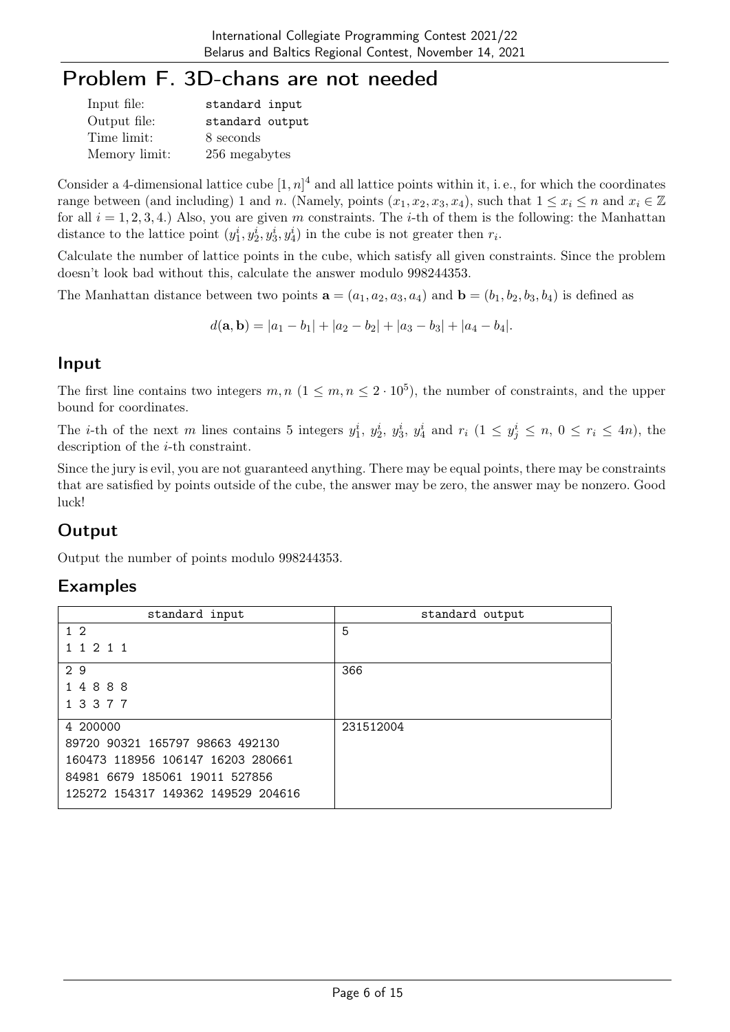# Problem F. 3D-chans are not needed

| | |
|---|---|
| Input file: | standard input |
| Output file: | standard output |
| Time limit: | 8 seconds |
| Memory limit: | 256 megabytes |

Consider a 4-dimensional lattice cube $[1, n]^4$ and all lattice points within it, i. e., for which the coordinates range between (and including) 1 and $n$. (Namely, points $(x_1, x_2, x_3, x_4)$, such that $1 \le x_i \le n$ and $x_i \in \mathbb{Z}$ for all $i = 1, 2, 3, 4$.) Also, you are given $m$ constraints. The $i$-th of them is the following: the Manhattan distance to the lattice point $(y_1^i, y_2^i, y_3^i, y_4^i)$ in the cube is not greater then $r_i$.

Calculate the number of lattice points in the cube, which satisfy all given constraints. Since the problem doesn't look bad without this, calculate the answer modulo 998244353.

The Manhattan distance between two points $\mathbf{a} = (a_1, a_2, a_3, a_4)$ and $\mathbf{b} = (b_1, b_2, b_3, b_4)$ is defined as

$$d(\mathbf{a}, \mathbf{b}) = |a_1 - b_1| + |a_2 - b_2| + |a_3 - b_3| + |a_4 - b_4|.$$

## Input

The first line contains two integers $m, n$ ($1 \le m, n \le 2 \cdot 10^5$), the number of constraints, and the upper bound for coordinates.

The $i$-th of the next $m$ lines contains 5 integers $y_1^i$, $y_2^i$, $y_3^i$, $y_4^i$ and $r_i$ ($1 \le y_j^i \le n$, $0 \le r_i \le 4n$), the description of the $i$-th constraint.

Since the jury is evil, you are not guaranteed anything. There may be equal points, there may be constraints that are satisfied by points outside of the cube, the answer may be zero, the answer may be nonzero. Good luck!

## Output

Output the number of points modulo 998244353.

## Examples

| standard input | standard output |
|---|---|
| 1 2<br>1 1 2 1 1 | 5 |
| 2 9<br>1 4 8 8 8<br>1 3 3 7 7 | 366 |
| 4 200000<br>89720 90321 165797 98663 492130<br>160473 118956 106147 16203 280661<br>84981 6679 185061 19011 527856<br>125272 154317 149362 149529 204616 | 231512004 |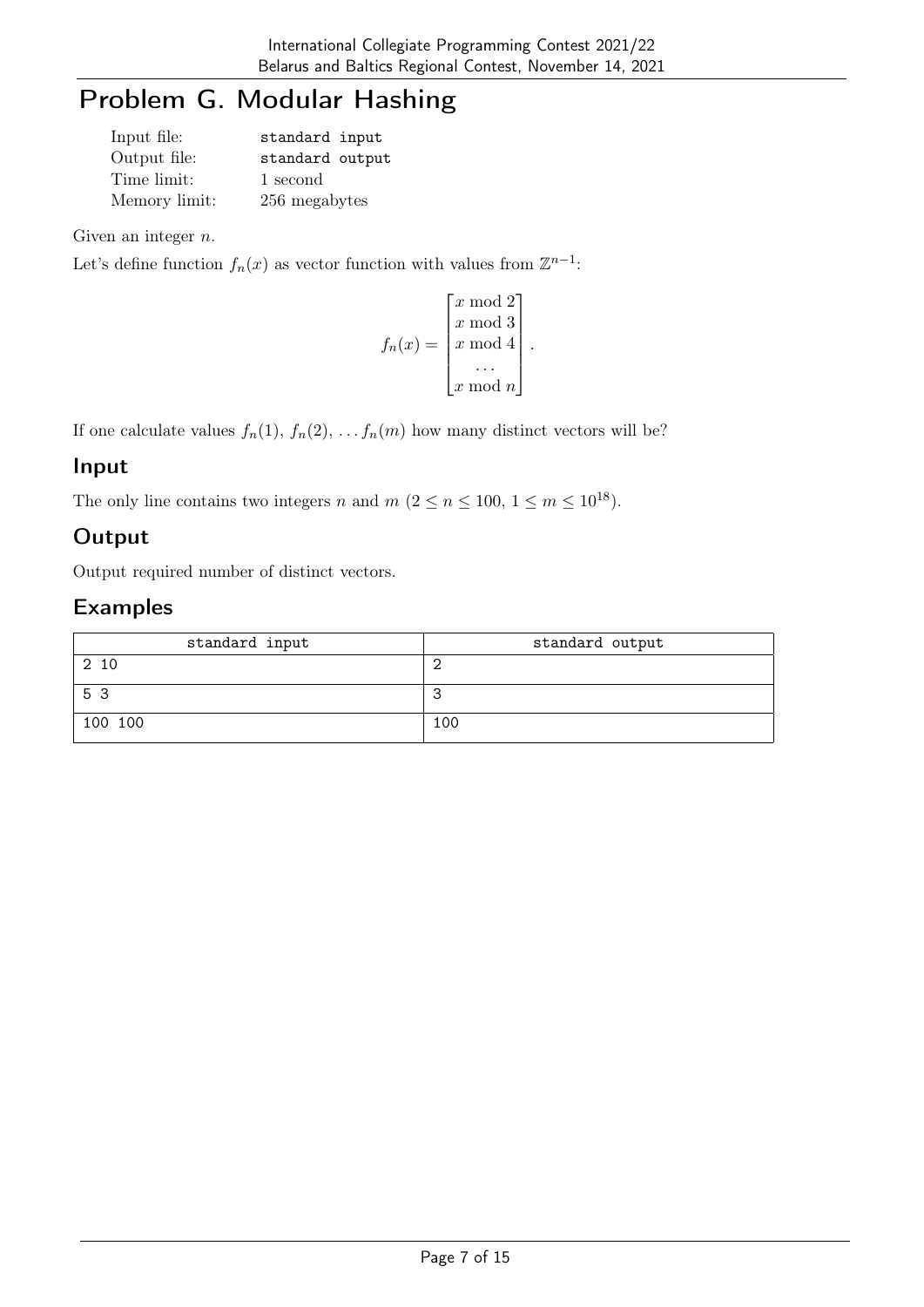# Problem G. Modular Hashing

| | |
|---|---|
| Input file: | standard input |
| Output file: | standard output |
| Time limit: | 1 second |
| Memory limit: | 256 megabytes |

Given an integer $n$.

Let's define function $f_n(x)$ as vector function with values from $\mathbb{Z}^{n-1}$:

$$f_n(x) = \begin{bmatrix} x \bmod 2 \\ x \bmod 3 \\ x \bmod 4 \\ \dots \\ x \bmod n \end{bmatrix}.$$

If one calculate values $f_n(1)$, $f_n(2)$, $\dots f_n(m)$ how many distinct vectors will be?

## Input

The only line contains two integers $n$ and $m$ ($2 \le n \le 100$, $1 \le m \le 10^{18}$).

## Output

Output required number of distinct vectors.

## Examples

| standard input | standard output |
|---|---|
| 2 10 | 2 |
| 5 3 | 3 |
| 100 100 | 100 |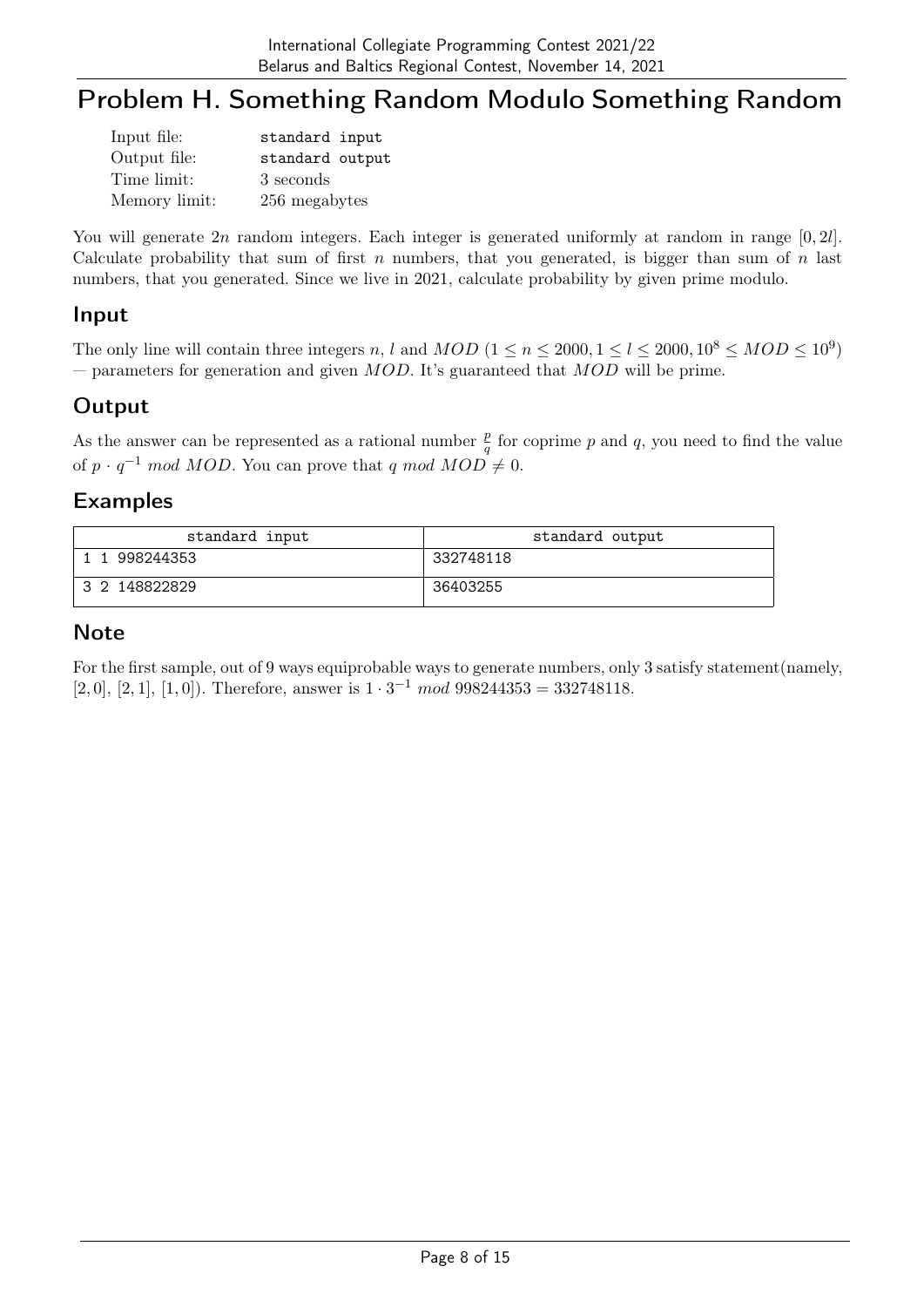# Problem H. Something Random Modulo Something Random

| | |
|---|---|
| Input file: | standard input |
| Output file: | standard output |
| Time limit: | 3 seconds |
| Memory limit: | 256 megabytes |

You will generate $2n$ random integers. Each integer is generated uniformly at random in range $[0, 2l]$. Calculate probability that sum of first $n$ numbers, that you generated, is bigger than sum of $n$ last numbers, that you generated. Since we live in 2021, calculate probability by given prime modulo.

## Input

The only line will contain three integers $n$, $l$ and $MOD$ ($1 \le n \le 2000, 1 \le l \le 2000, 10^8 \le MOD \le 10^9$) — parameters for generation and given $MOD$. It's guaranteed that $MOD$ will be prime.

## Output

As the answer can be represented as a rational number $\frac{p}{q}$ for coprime $p$ and $q$, you need to find the value of $p \cdot q^{-1} \bmod MOD$. You can prove that $q \bmod MOD \neq 0$.

## Examples

| standard input | standard output |
|---|---|
| 1 1 998244353 | 332748118 |
| 3 2 148822829 | 36403255 |

## Note

For the first sample, out of 9 ways equiprobable ways to generate numbers, only 3 satisfy statement(namely, [2, 0], [2, 1], [1, 0]). Therefore, answer is $1 \cdot 3^{-1} \bmod 998244353 = 332748118$.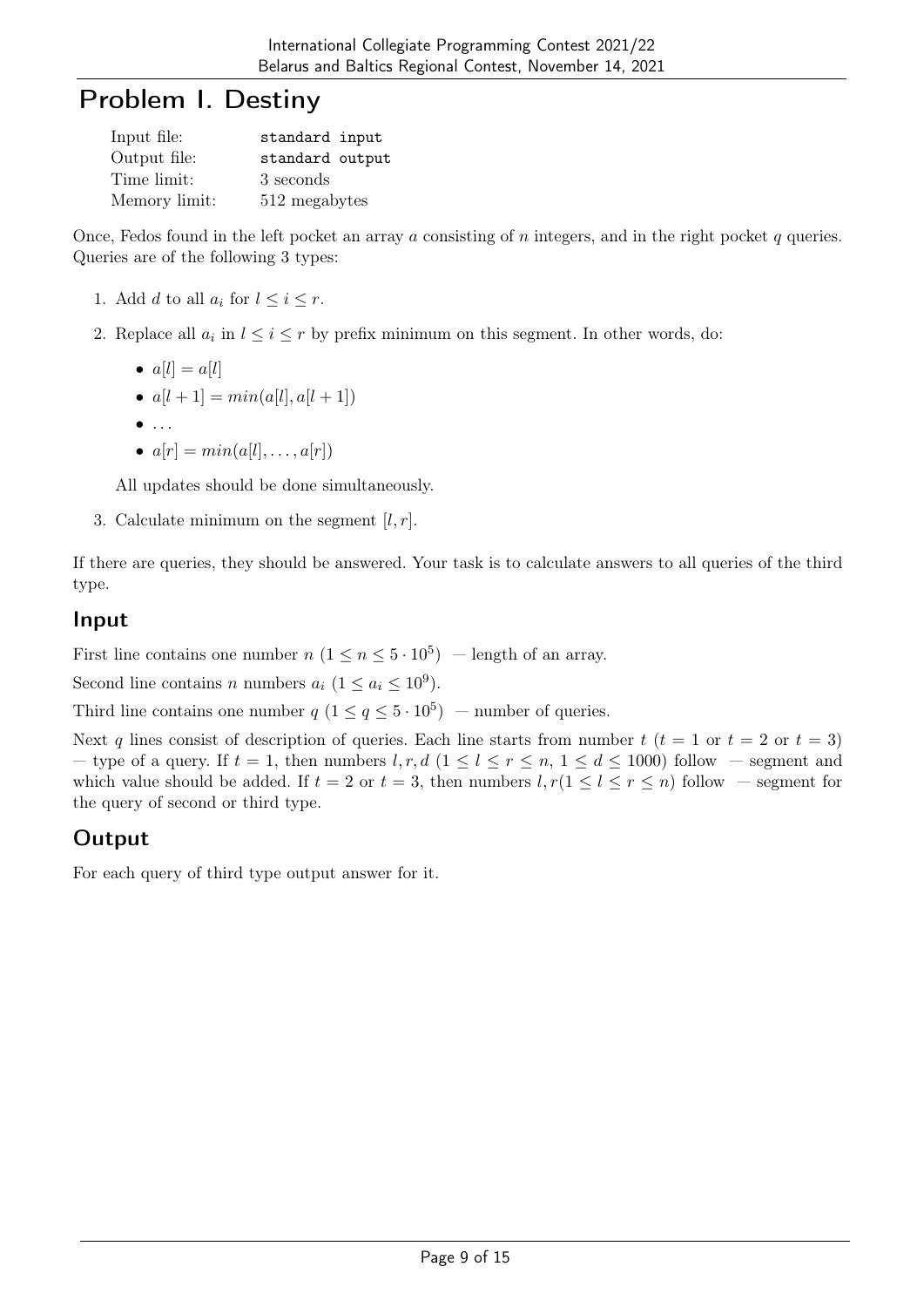# Problem I. Destiny

| | |
|---|---|
| Input file: | standard input |
| Output file: | standard output |
| Time limit: | 3 seconds |
| Memory limit: | 512 megabytes |

Once, Fedos found in the left pocket an array $a$ consisting of $n$ integers, and in the right pocket $q$ queries. Queries are of the following 3 types:

1. Add $d$ to all $a_i$ for $l \le i \le r$.
2. Replace all $a_i$ in $l \le i \le r$ by prefix minimum on this segment. In other words, do:
   - $a[l] = a[l]$
   - $a[l+1] = min(a[l], a[l+1])$
   - ...
   - $a[r] = min(a[l], \ldots, a[r])$

   All updates should be done simultaneously.
3. Calculate minimum on the segment $[l, r]$.

If there are queries, they should be answered. Your task is to calculate answers to all queries of the third type.

## Input

First line contains one number $n$ $(1 \le n \le 5 \cdot 10^5)$ — length of an array.

Second line contains $n$ numbers $a_i$ $(1 \le a_i \le 10^9)$.

Third line contains one number $q$ $(1 \le q \le 5 \cdot 10^5)$ — number of queries.

Next $q$ lines consist of description of queries. Each line starts from number $t$ ($t = 1$ or $t = 2$ or $t = 3$) — type of a query. If $t = 1$, then numbers $l, r, d$ $(1 \le l \le r \le n,\ 1 \le d \le 1000)$ follow — segment and which value should be added. If $t = 2$ or $t = 3$, then numbers $l, r (1 \le l \le r \le n)$ follow — segment for the query of second or third type.

## Output

For each query of third type output answer for it.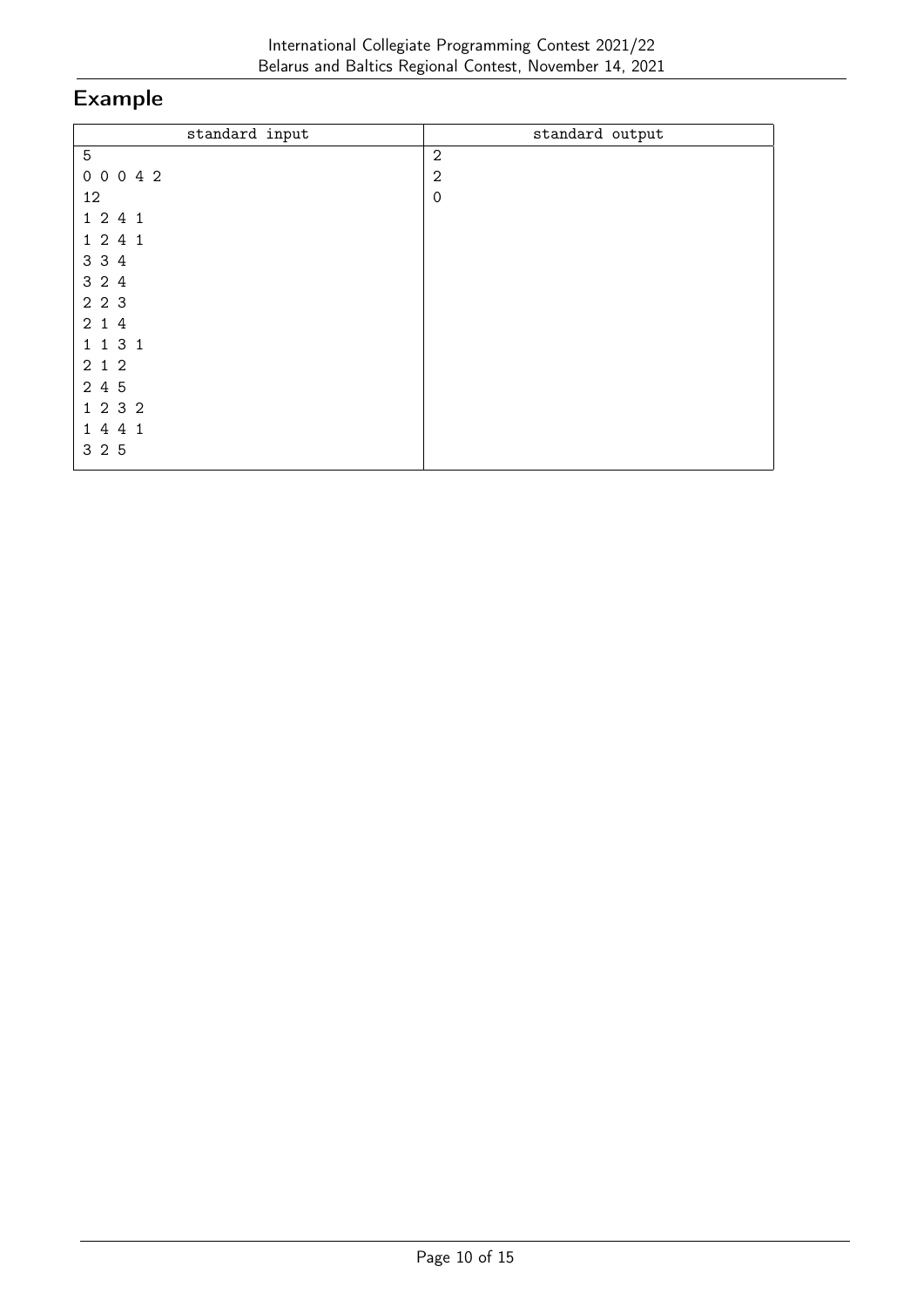## Example

| standard input | standard output |
|---|---|
| 5<br>0 0 0 4 2<br>12<br>1 2 4 1<br>1 2 4 1<br>3 3 4<br>3 2 4<br>2 2 3<br>2 1 4<br>1 1 3 1<br>2 1 2<br>2 4 5<br>1 2 3 2<br>1 4 4 1<br>3 2 5 | 2<br>2<br>0 |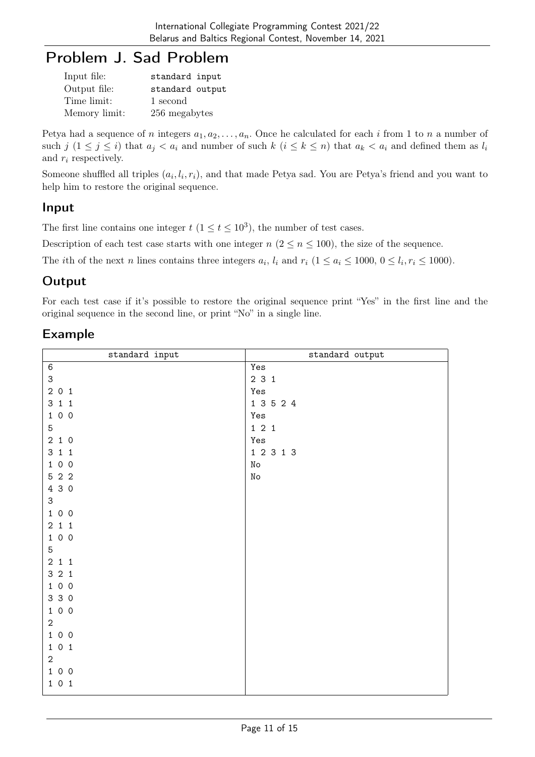# Problem J. Sad Problem

| | |
|---|---|
| Input file: | standard input |
| Output file: | standard output |
| Time limit: | 1 second |
| Memory limit: | 256 megabytes |

Petya had a sequence of $n$ integers $a_1, a_2, \ldots, a_n$. Once he calculated for each $i$ from 1 to $n$ a number of such $j$ ($1 \le j \le i$) that $a_j < a_i$ and number of such $k$ ($i \le k \le n$) that $a_k < a_i$ and defined them as $l_i$ and $r_i$ respectively.

Someone shuffled all triples $(a_i, l_i, r_i)$, and that made Petya sad. You are Petya's friend and you want to help him to restore the original sequence.

## Input

The first line contains one integer $t$ ($1 \le t \le 10^3$), the number of test cases.

Description of each test case starts with one integer $n$ ($2 \le n \le 100$), the size of the sequence.

The $i$th of the next $n$ lines contains three integers $a_i$, $l_i$ and $r_i$ ($1 \le a_i \le 1000$, $0 \le l_i, r_i \le 1000$).

## Output

For each test case if it's possible to restore the original sequence print "Yes" in the first line and the original sequence in the second line, or print "No" in a single line.

## Example

| standard input | standard output |
|---|---|
| 6<br>3<br>2 0 1<br>3 1 1<br>1 0 0<br>5<br>2 1 0<br>3 1 1<br>1 0 0<br>5 2 2<br>4 3 0<br>3<br>1 0 0<br>2 1 1<br>1 0 0<br>5<br>2 1 1<br>3 2 1<br>1 0 0<br>3 3 0<br>1 0 0<br>2<br>1 0 0<br>1 0 1<br>2<br>1 0 0<br>1 0 1 | Yes<br>2 3 1<br>Yes<br>1 3 5 2 4<br>Yes<br>1 2 1<br>Yes<br>1 2 3 1 3<br>No<br>No |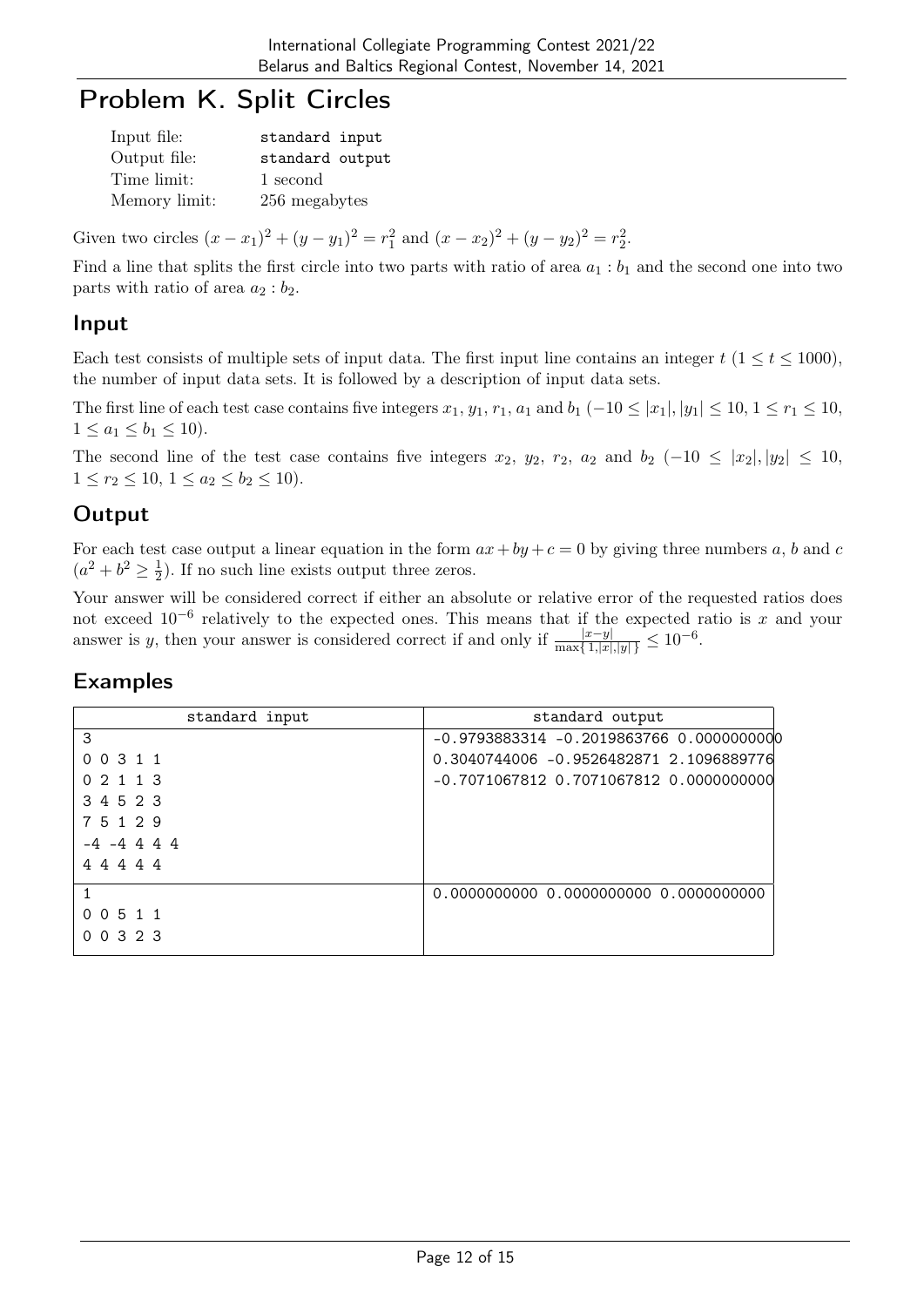# Problem K. Split Circles

| | |
|---|---|
| Input file: | standard input |
| Output file: | standard output |
| Time limit: | 1 second |
| Memory limit: | 256 megabytes |

Given two circles $(x - x_1)^2 + (y - y_1)^2 = r_1^2$ and $(x - x_2)^2 + (y - y_2)^2 = r_2^2$.

Find a line that splits the first circle into two parts with ratio of area $a_1 : b_1$ and the second one into two parts with ratio of area $a_2 : b_2$.

## Input

Each test consists of multiple sets of input data. The first input line contains an integer $t$ ($1 \le t \le 1000$), the number of input data sets. It is followed by a description of input data sets.

The first line of each test case contains five integers $x_1$, $y_1$, $r_1$, $a_1$ and $b_1$ ($-10 \le |x_1|, |y_1| \le 10$, $1 \le r_1 \le 10$, $1 \le a_1 \le b_1 \le 10$).

The second line of the test case contains five integers $x_2$, $y_2$, $r_2$, $a_2$ and $b_2$ ($-10 \le |x_2|, |y_2| \le 10$, $1 \le r_2 \le 10$, $1 \le a_2 \le b_2 \le 10$).

## Output

For each test case output a linear equation in the form $ax + by + c = 0$ by giving three numbers $a$, $b$ and $c$ ($a^2 + b^2 \ge \frac{1}{2}$). If no such line exists output three zeros.

Your answer will be considered correct if either an absolute or relative error of the requested ratios does not exceed $10^{-6}$ relatively to the expected ones. This means that if the expected ratio is $x$ and your answer is $y$, then your answer is considered correct if and only if $\frac{|x-y|}{\max\{1,|x|,|y|\}} \le 10^{-6}$.

## Examples

| standard input | standard output |
|---|---|
| 3<br>0 0 3 1 1<br>0 2 1 1 3<br>3 4 5 2 3<br>7 5 1 2 9<br>-4 -4 4 4 4<br>4 4 4 4 4 | -0.9793883314 -0.2019863766 0.0000000000<br>0.3040744006 -0.9526482871 2.1096889776<br>-0.7071067812 0.7071067812 0.0000000000 |
| 1<br>0 0 5 1 1<br>0 0 3 2 3 | 0.0000000000 0.0000000000 0.0000000000 |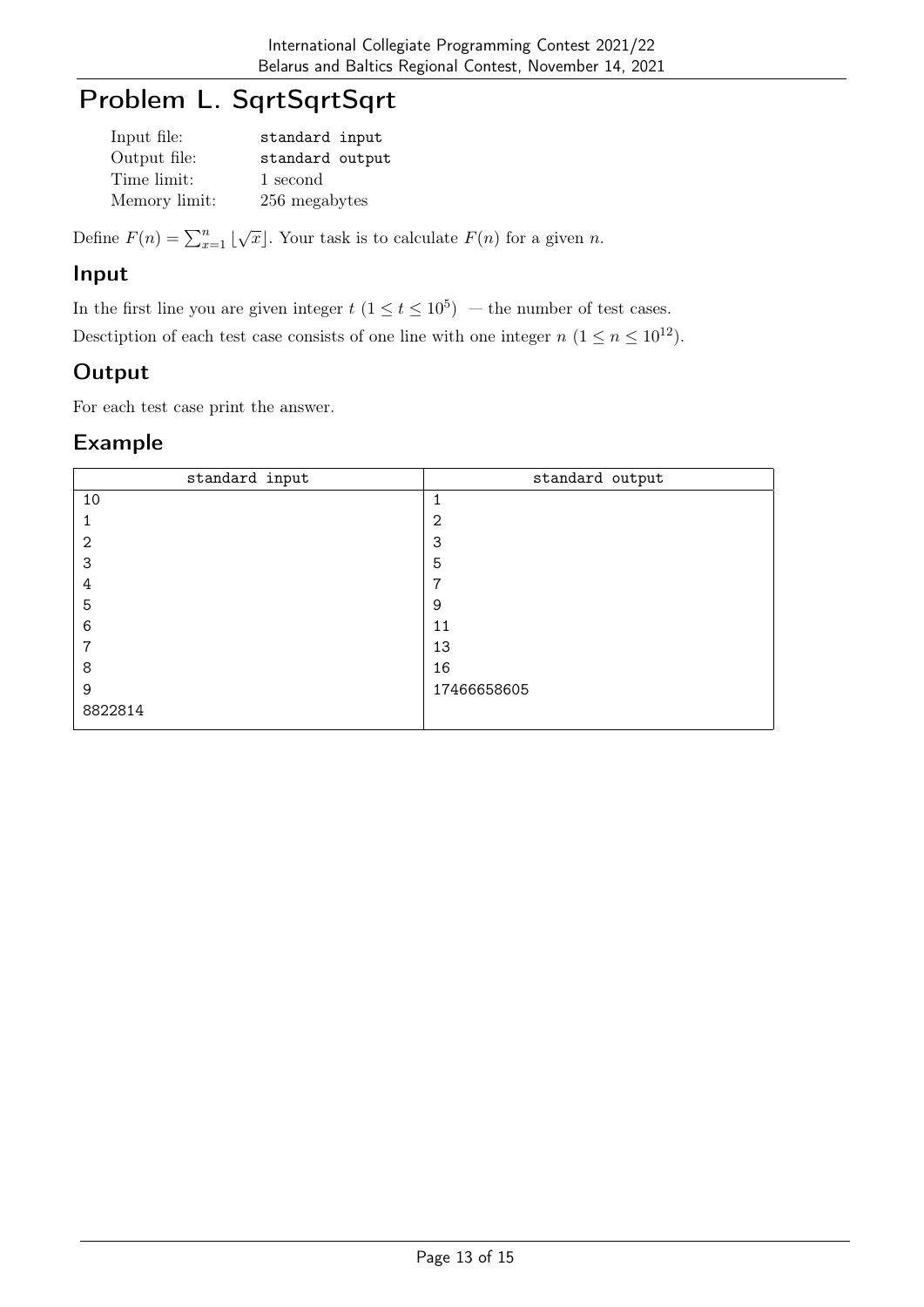# Problem L. SqrtSqrtSqrt

| | |
|---|---|
| Input file: | standard input |
| Output file: | standard output |
| Time limit: | 1 second |
| Memory limit: | 256 megabytes |

Define $F(n) = \sum_{x=1}^{n} \lfloor\sqrt{x}\rfloor$. Your task is to calculate $F(n)$ for a given $n$.

## Input

In the first line you are given integer $t$ $(1 \leq t \leq 10^5)$ — the number of test cases.

Desctiption of each test case consists of one line with one integer $n$ $(1 \leq n \leq 10^{12})$.

## Output

For each test case print the answer.

## Example

| standard input | standard output |
|---|---|
| 10<br>1<br>2<br>3<br>4<br>5<br>6<br>7<br>8<br>9<br>8822814 | 1<br>2<br>3<br>5<br>7<br>9<br>11<br>13<br>16<br>17466658605 |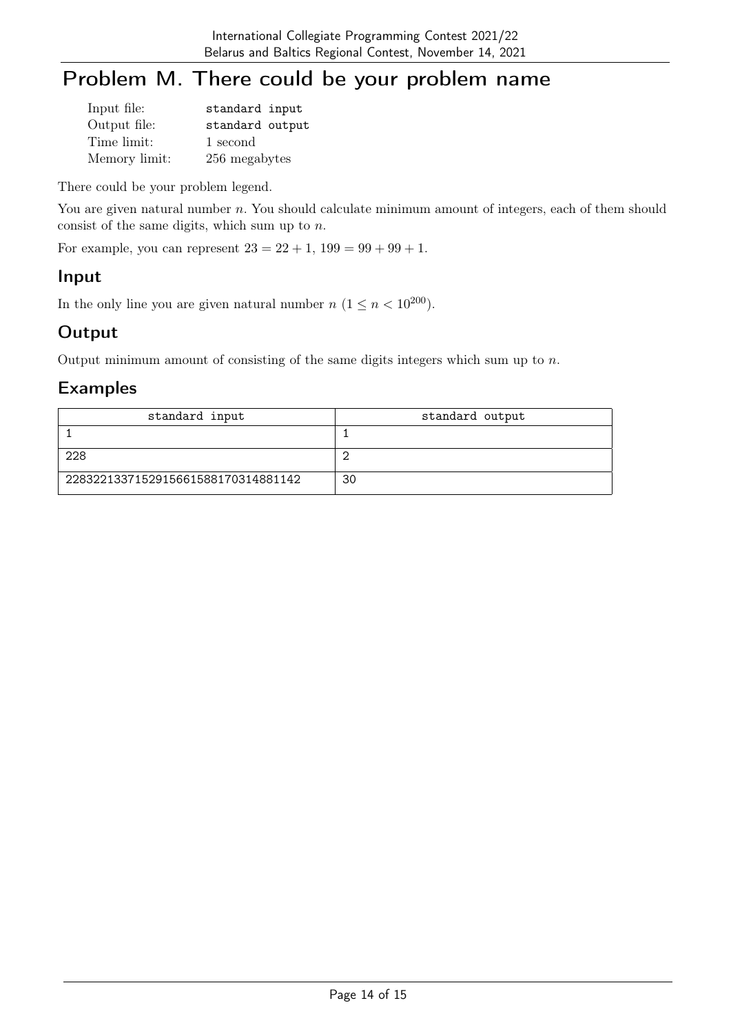# Problem M. There could be your problem name

| | |
|---|---|
| Input file: | standard input |
| Output file: | standard output |
| Time limit: | 1 second |
| Memory limit: | 256 megabytes |

There could be your problem legend.

You are given natural number $n$. You should calculate minimum amount of integers, each of them should consist of the same digits, which sum up to $n$.

For example, you can represent $23 = 22 + 1$, $199 = 99 + 99 + 1$.

## Input

In the only line you are given natural number $n$ ($1 \leq n < 10^{200}$).

## Output

Output minimum amount of consisting of the same digits integers which sum up to $n$.

## Examples

| standard input | standard output |
|---|---|
| 1 | 1 |
| 228 | 2 |
| 22832213371529156615881703148811 42 | 30 |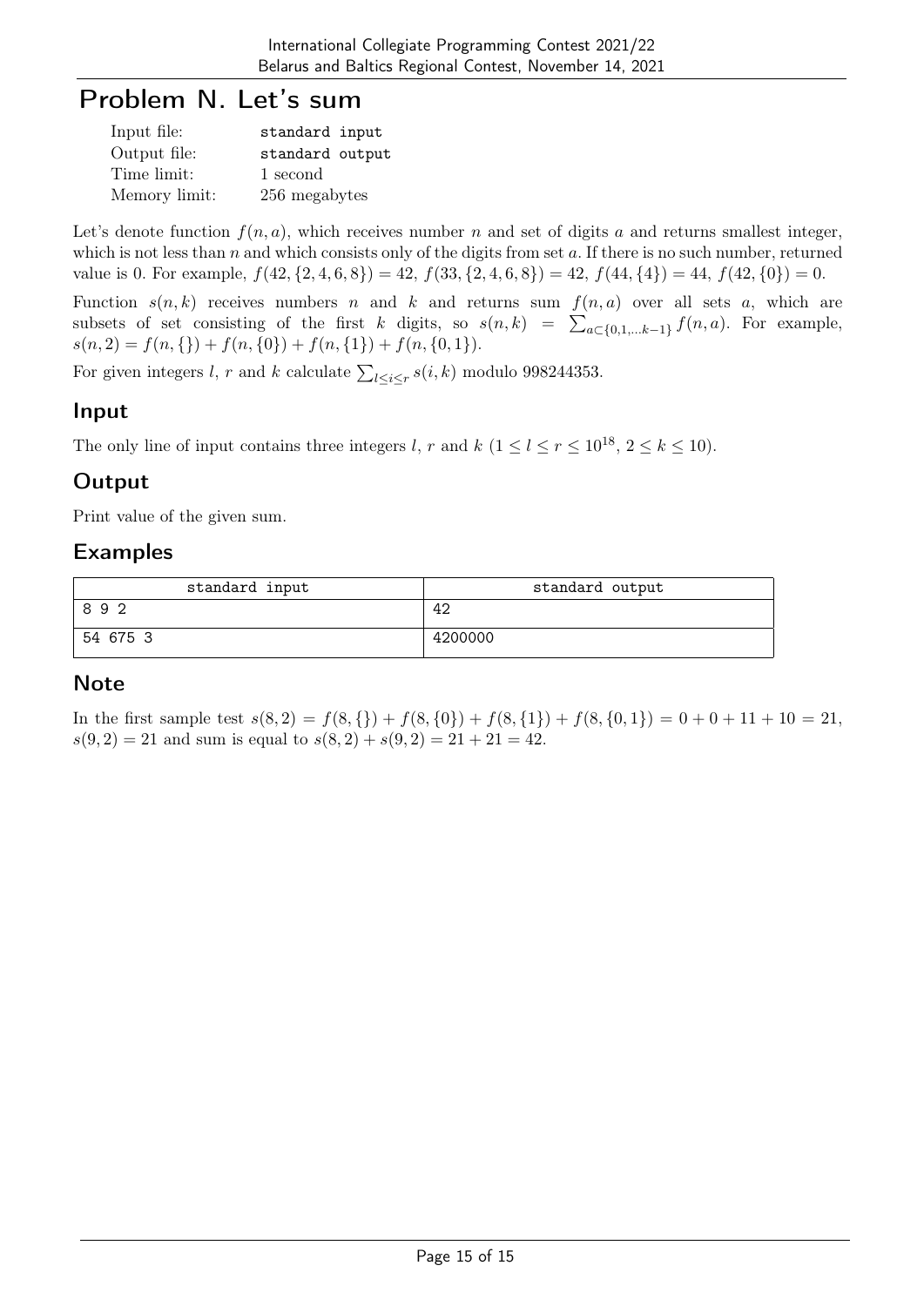# Problem N. Let's sum

| | |
|---|---|
| Input file: | standard input |
| Output file: | standard output |
| Time limit: | 1 second |
| Memory limit: | 256 megabytes |

Let's denote function $f(n, a)$, which receives number $n$ and set of digits $a$ and returns smallest integer, which is not less than $n$ and which consists only of the digits from set $a$. If there is no such number, returned value is 0. For example, $f(42, \{2, 4, 6, 8\}) = 42$, $f(33, \{2, 4, 6, 8\}) = 42$, $f(44, \{4\}) = 44$, $f(42, \{0\}) = 0$.

Function $s(n, k)$ receives numbers $n$ and $k$ and returns sum $f(n, a)$ over all sets $a$, which are subsets of set consisting of the first $k$ digits, so $s(n, k) = \sum_{a \subset \{0,1,\ldots k-1\}} f(n, a)$. For example, $s(n, 2) = f(n, \{\}) + f(n, \{0\}) + f(n, \{1\}) + f(n, \{0, 1\})$.

For given integers $l$, $r$ and $k$ calculate $\sum_{l \le i \le r} s(i, k)$ modulo 998244353.

## Input

The only line of input contains three integers $l$, $r$ and $k$ ($1 \le l \le r \le 10^{18}$, $2 \le k \le 10$).

## Output

Print value of the given sum.

## Examples

| standard input | standard output |
|---|---|
| 8 9 2 | 42 |
| 54 675 3 | 4200000 |

## Note

In the first sample test $s(8, 2) = f(8, \{\}) + f(8, \{0\}) + f(8, \{1\}) + f(8, \{0, 1\}) = 0 + 0 + 11 + 10 = 21$, $s(9, 2) = 21$ and sum is equal to $s(8, 2) + s(9, 2) = 21 + 21 = 42$.